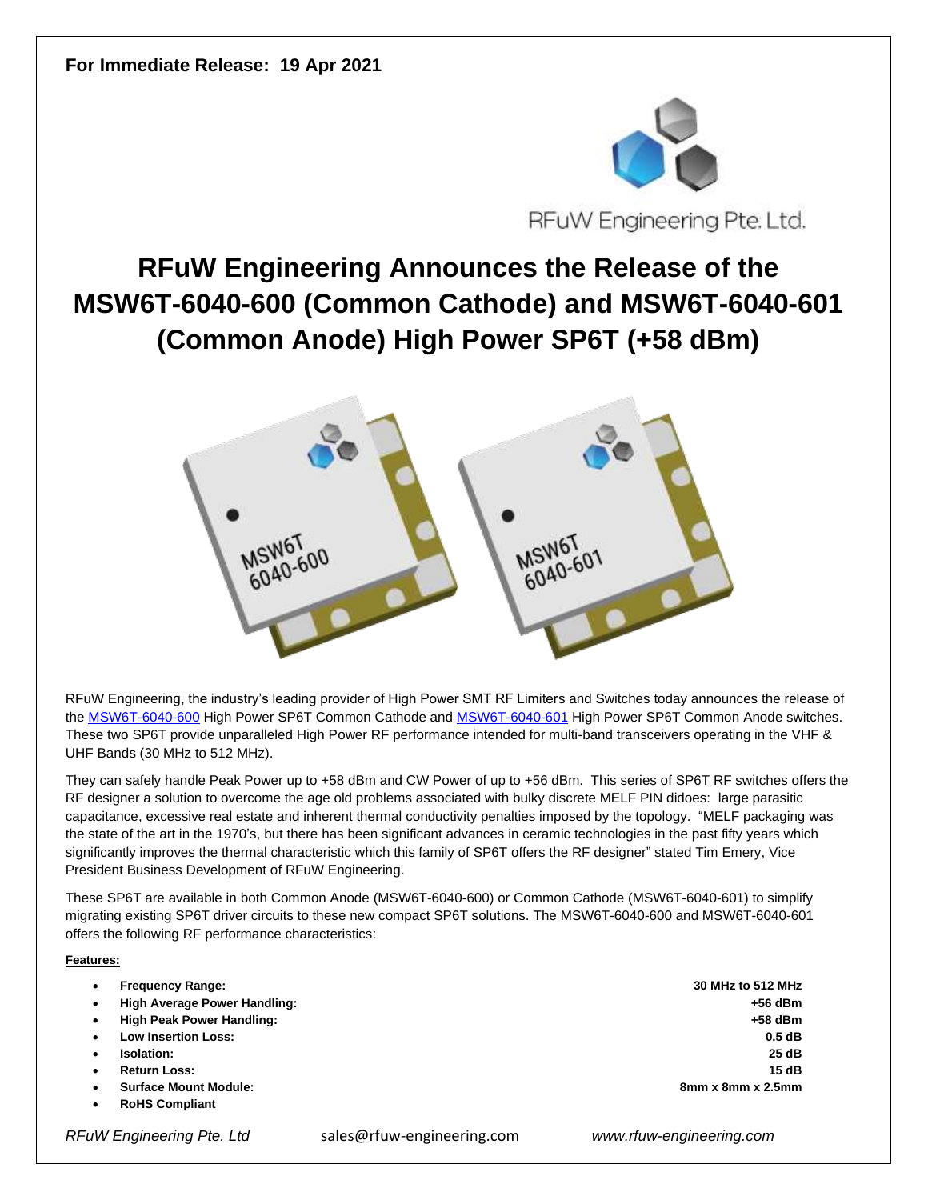For Immediate Release: 19 Apr 2021

RFuW Engineering Pte. Ltd.

# RFuW Engineering Announces the Release of the MSW6T-6040-600 (Common Cathode) and MSW6T-6040-601 (Common Anode) High Power SP6T (+58 dBm)

RFuW Engineering, the industry's leading provider of High Power SMT RF Limiters and Switches today announces the release of the MSW6T-6040-600 High Power SP6T Common Cathode and MSW6T-6040-601 High Power SP6T Common Anode switches. These two SP6T provide unparalleled High Power RF performance intended for multi-band transceivers operating in the VHF & UHF Bands (30 MHz to 512 MHz).

They can safely handle Peak Power up to +58 dBm and CW Power of up to +56 dBm. This series of SP6T RF switches offers the RF designer a solution to overcome the age old problems associated with bulky discrete MELF PIN didoes: large parasitic capacitance, excessive real estate and inherent thermal conductivity penalties imposed by the topology. "MELF packaging was the state of the art in the 1970's, but there has been significant advances in ceramic technologies in the past fifty years which significantly improves the thermal characteristic which this family of SP6T offers the RF designer" stated Tim Emery, Vice President Business Development of RFuW Engineering.

These SP6T are available in both Common Anode (MSW6T-6040-600) or Common Cathode (MSW6T-6040-601) to simplify migrating existing SP6T driver circuits to these new compact SP6T solutions. The MSW6T-6040-600 and MSW6T-6040-601 offers the following RF performance characteristics:

**Features:**

- **Frequency Range:** **30 MHz to 512 MHz**
- **High Average Power Handling:** **+56 dBm**
- **High Peak Power Handling:** **+58 dBm**
- **Low Insertion Loss:** **0.5 dB**
- **Isolation:** **25 dB**
- **Return Loss:** **15 dB**
- **Surface Mount Module:** **8mm x 8mm x 2.5mm**
- **RoHS Compliant**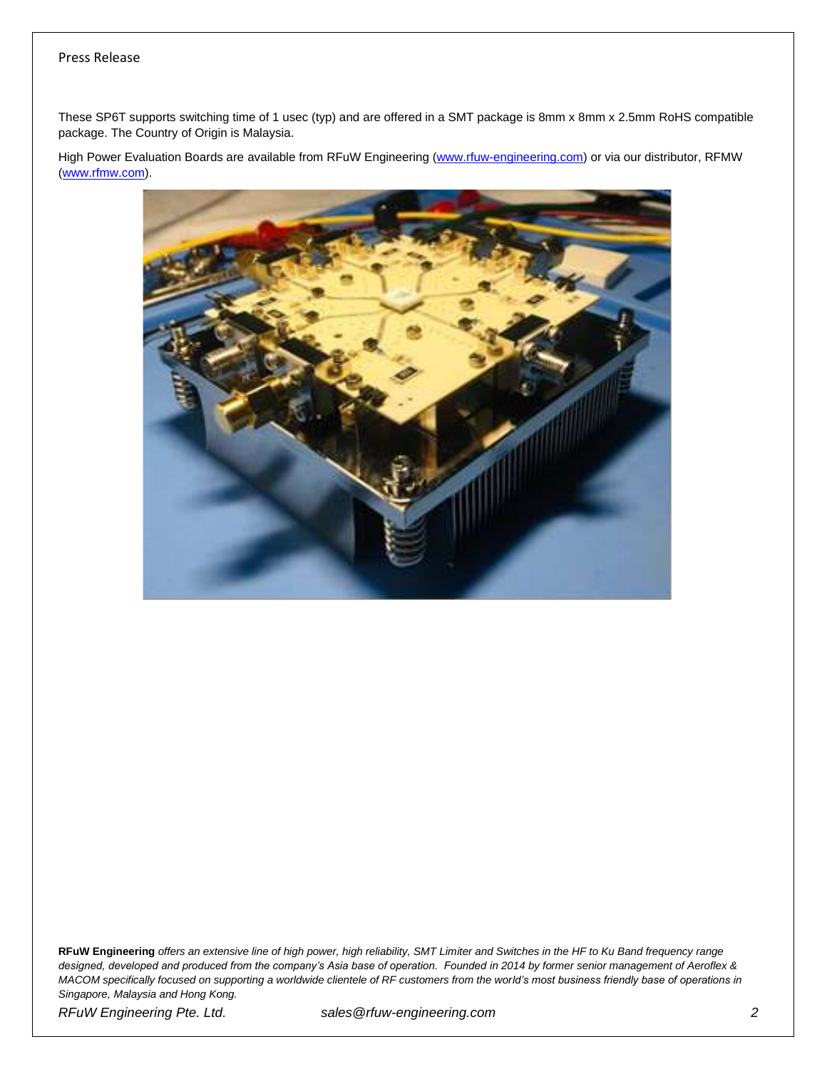These SP6T supports switching time of 1 usec (typ) and are offered in a SMT package is 8mm x 8mm x 2.5mm RoHS compatible package. The Country of Origin is Malaysia.

High Power Evaluation Boards are available from RFuW Engineering (www.rfuw-engineering.com) or via our distributor, RFMW (www.rfmw.com).

**RFuW Engineering** *offers an extensive line of high power, high reliability, SMT Limiter and Switches in the HF to Ku Band frequency range designed, developed and produced from the company's Asia base of operation. Founded in 2014 by former senior management of Aeroflex & MACOM specifically focused on supporting a worldwide clientele of RF customers from the world's most business friendly base of operations in Singapore, Malaysia and Hong Kong.*

*RFuW Engineering Pte. Ltd.* *sales@rfuw-engineering.com*